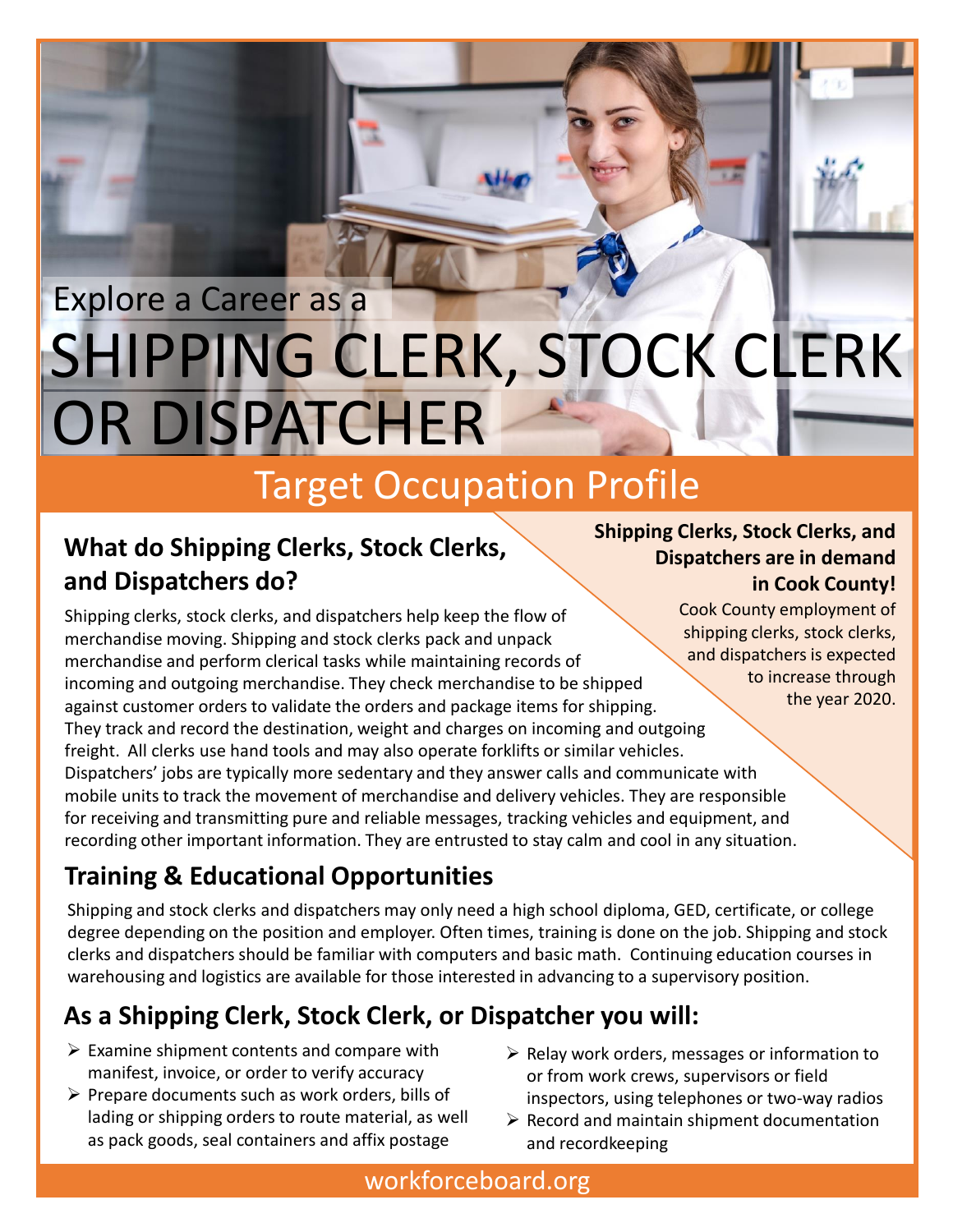Explore a Career as a

# SHIPPING CLERK, STOCK CLERK OR DISPATCHER

## Target Occupation Profile

## What do Shipping Clerks, Stock Clerks, and Dispatchers do?

Shipping clerks, stock clerks, and dispatchers help keep the flow of merchandise moving. Shipping and stock clerks pack and unpack merchandise and perform clerical tasks while maintaining records of incoming and outgoing merchandise. They check merchandise to be shipped against customer orders to validate the orders and package items for shipping. They track and record the destination, weight and charges on incoming and outgoing freight. All clerks use hand tools and may also operate forklifts or similar vehicles. Dispatchers' jobs are typically more sedentary and they answer calls and communicate with mobile units to track the movement of merchandise and delivery vehicles. They are responsible for receiving and transmitting pure and reliable messages, tracking vehicles and equipment, and recording other important information. They are entrusted to stay calm and cool in any situation.

**Shipping Clerks, Stock Clerks, and Dispatchers are in demand in Cook County!**

Cook County employment of shipping clerks, stock clerks, and dispatchers is expected to increase through the year 2020.

## Training & Educational Opportunities

Shipping and stock clerks and dispatchers may only need a high school diploma, GED, certificate, or college degree depending on the position and employer. Often times, training is done on the job. Shipping and stock clerks and dispatchers should be familiar with computers and basic math. Continuing education courses in warehousing and logistics are available for those interested in advancing to a supervisory position.

## As a Shipping Clerk, Stock Clerk, or Dispatcher you will:

- Examine shipment contents and compare with manifest, invoice, or order to verify accuracy
- Prepare documents such as work orders, bills of lading or shipping orders to route material, as well as pack goods, seal containers and affix postage
- Relay work orders, messages or information to or from work crews, supervisors or field inspectors, using telephones or two-way radios
- Record and maintain shipment documentation and recordkeeping

workforceboard.org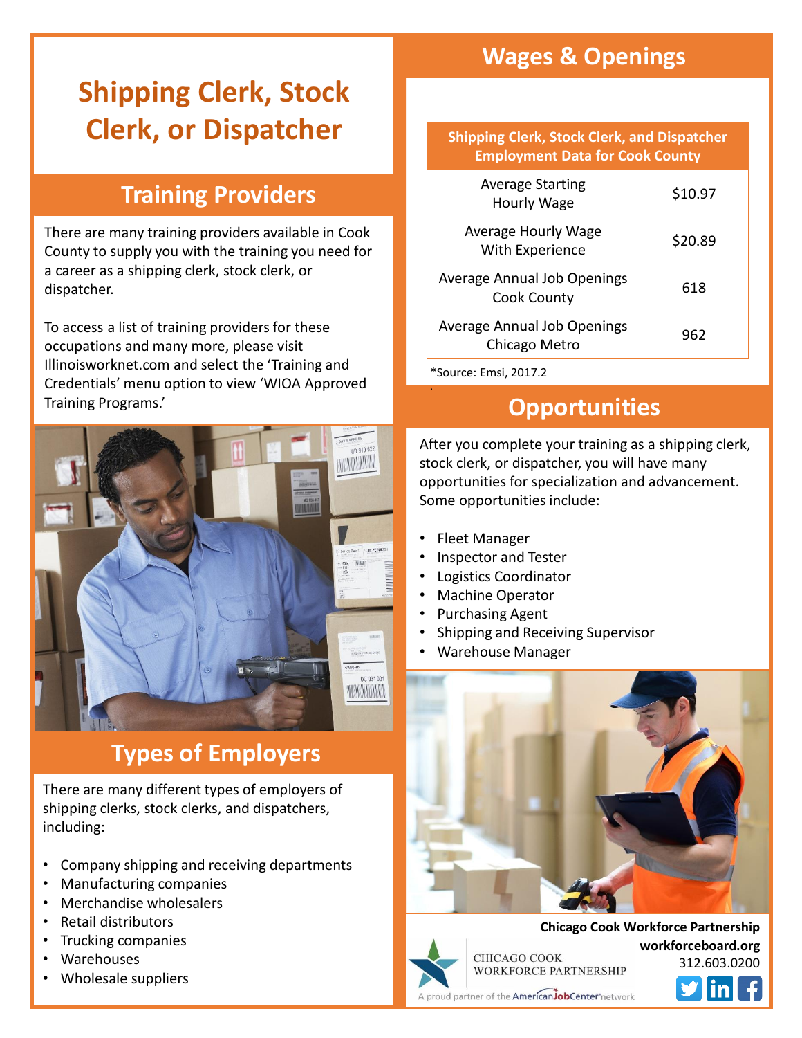# Shipping Clerk, Stock Clerk, or Dispatcher

## Training Providers

There are many training providers available in Cook County to supply you with the training you need for a career as a shipping clerk, stock clerk, or dispatcher.

To access a list of training providers for these occupations and many more, please visit Illinoisworknet.com and select the 'Training and Credentials' menu option to view 'WIOA Approved Training Programs.'

## Types of Employers

There are many different types of employers of shipping clerks, stock clerks, and dispatchers, including:

- Company shipping and receiving departments
- Manufacturing companies
- Merchandise wholesalers
- Retail distributors
- Trucking companies
- Warehouses
- Wholesale suppliers

## Wages & Openings

| Shipping Clerk, Stock Clerk, and Dispatcher Employment Data for Cook County | |
|---|---|
| Average Starting Hourly Wage | $10.97 |
| Average Hourly Wage With Experience | $20.89 |
| Average Annual Job Openings Cook County | 618 |
| Average Annual Job Openings Chicago Metro | 962 |

*Source: Emsi, 2017.2

## Opportunities

After you complete your training as a shipping clerk, stock clerk, or dispatcher, you will have many opportunities for specialization and advancement. Some opportunities include:

- Fleet Manager
- Inspector and Tester
- Logistics Coordinator
- Machine Operator
- Purchasing Agent
- Shipping and Receiving Supervisor
- Warehouse Manager

**Chicago Cook Workforce Partnership**
**workforceboard.org**
312.603.0200

CHICAGO COOK WORKFORCE PARTNERSHIP

A proud partner of the AmericanJobCenter network